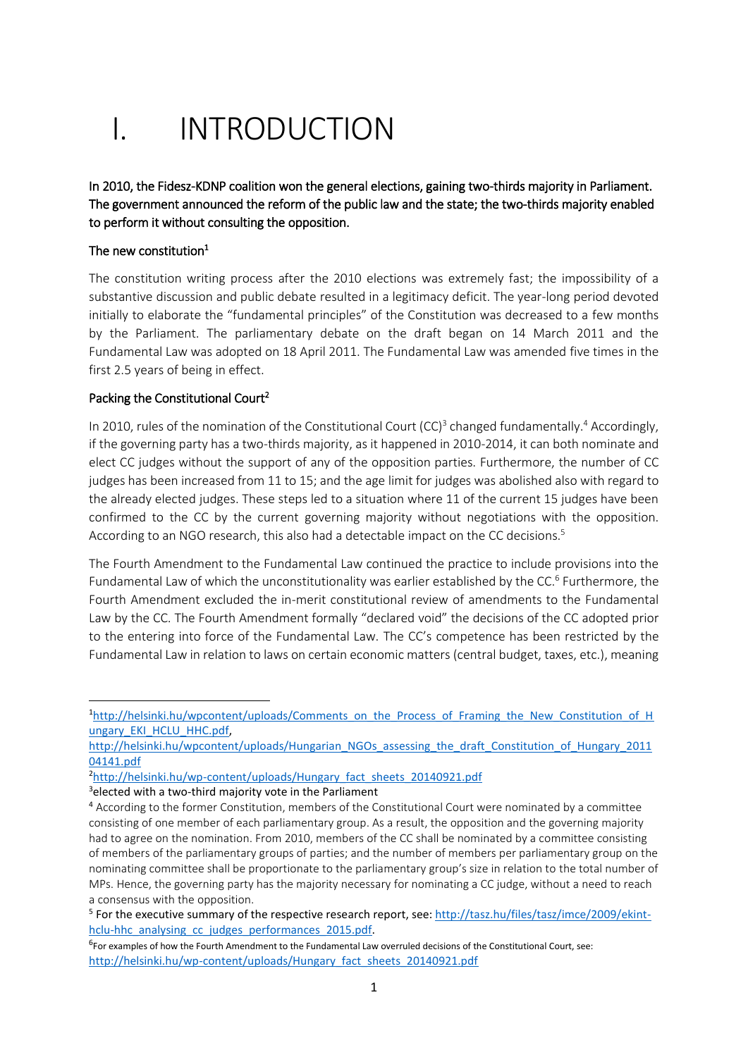# I. INTRODUCTION

**In 2010, the Fidesz-KDNP coalition won the general elections, gaining two-thirds majority in Parliament. The government announced the reform of the public law and the state; the two-thirds majority enabled to perform it without consulting the opposition.**

## The new constitution[1]

The constitution writing process after the 2010 elections was extremely fast; the impossibility of a substantive discussion and public debate resulted in a legitimacy deficit. The year-long period devoted initially to elaborate the "fundamental principles" of the Constitution was decreased to a few months by the Parliament. The parliamentary debate on the draft began on 14 March 2011 and the Fundamental Law was adopted on 18 April 2011. The Fundamental Law was amended five times in the first 2.5 years of being in effect.

## Packing the Constitutional Court[2]

In 2010, rules of the nomination of the Constitutional Court (CC)[3] changed fundamentally.[4] Accordingly, if the governing party has a two-thirds majority, as it happened in 2010-2014, it can both nominate and elect CC judges without the support of any of the opposition parties. Furthermore, the number of CC judges has been increased from 11 to 15; and the age limit for judges was abolished also with regard to the already elected judges. These steps led to a situation where 11 of the current 15 judges have been confirmed to the CC by the current governing majority without negotiations with the opposition. According to an NGO research, this also had a detectable impact on the CC decisions.[5]

The Fourth Amendment to the Fundamental Law continued the practice to include provisions into the Fundamental Law of which the unconstitutionality was earlier established by the CC.[6] Furthermore, the Fourth Amendment excluded the in-merit constitutional review of amendments to the Fundamental Law by the CC. The Fourth Amendment formally "declared void" the decisions of the CC adopted prior to the entering into force of the Fundamental Law. The CC's competence has been restricted by the Fundamental Law in relation to laws on certain economic matters (central budget, taxes, etc.), meaning

---

[1] http://helsinki.hu/wpcontent/uploads/Comments_on_the_Process_of_Framing_the_New_Constitution_of_Hungary_EKI_HCLU_HHC.pdf, http://helsinki.hu/wpcontent/uploads/Hungarian_NGOs_assessing_the_draft_Constitution_of_Hungary_201104141.pdf

[2] http://helsinki.hu/wp-content/uploads/Hungary_fact_sheets_20140921.pdf

[3] elected with a two-third majority vote in the Parliament

[4] According to the former Constitution, members of the Constitutional Court were nominated by a committee consisting of one member of each parliamentary group. As a result, the opposition and the governing majority had to agree on the nomination. From 2010, members of the CC shall be nominated by a committee consisting of members of the parliamentary groups of parties; and the number of members per parliamentary group on the nominating committee shall be proportionate to the parliamentary group's size in relation to the total number of MPs. Hence, the governing party has the majority necessary for nominating a CC judge, without a need to reach a consensus with the opposition.

[5] For the executive summary of the respective research report, see: http://tasz.hu/files/tasz/imce/2009/ekint-hclu-hhc_analysing_cc_judges_performances_2015.pdf.

[6] For examples of how the Fourth Amendment to the Fundamental Law overruled decisions of the Constitutional Court, see: http://helsinki.hu/wp-content/uploads/Hungary_fact_sheets_20140921.pdf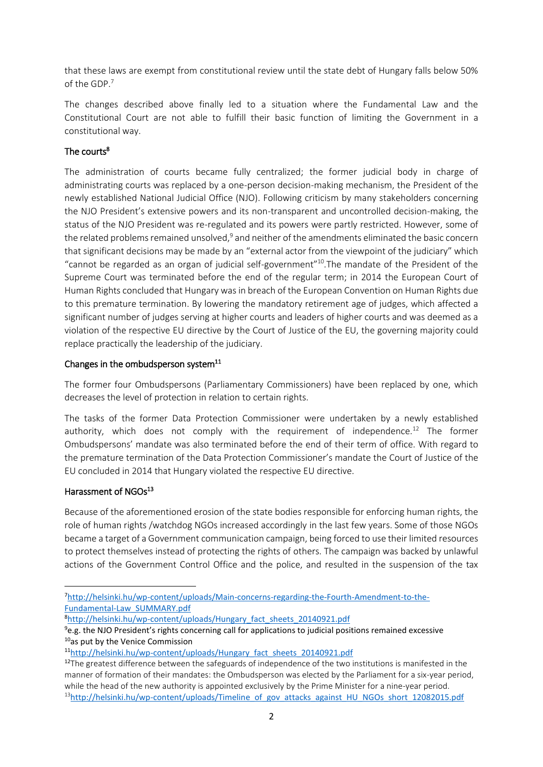that these laws are exempt from constitutional review until the state debt of Hungary falls below 50% of the GDP.[7]

The changes described above finally led to a situation where the Fundamental Law and the Constitutional Court are not able to fulfill their basic function of limiting the Government in a constitutional way.

## The courts[8]

The administration of courts became fully centralized; the former judicial body in charge of administrating courts was replaced by a one-person decision-making mechanism, the President of the newly established National Judicial Office (NJO). Following criticism by many stakeholders concerning the NJO President's extensive powers and its non-transparent and uncontrolled decision-making, the status of the NJO President was re-regulated and its powers were partly restricted. However, some of the related problems remained unsolved,[9] and neither of the amendments eliminated the basic concern that significant decisions may be made by an "external actor from the viewpoint of the judiciary" which "cannot be regarded as an organ of judicial self-government"[10].The mandate of the President of the Supreme Court was terminated before the end of the regular term; in 2014 the European Court of Human Rights concluded that Hungary was in breach of the European Convention on Human Rights due to this premature termination. By lowering the mandatory retirement age of judges, which affected a significant number of judges serving at higher courts and leaders of higher courts and was deemed as a violation of the respective EU directive by the Court of Justice of the EU, the governing majority could replace practically the leadership of the judiciary.

## Changes in the ombudsperson system[11]

The former four Ombudspersons (Parliamentary Commissioners) have been replaced by one, which decreases the level of protection in relation to certain rights.

The tasks of the former Data Protection Commissioner were undertaken by a newly established authority, which does not comply with the requirement of independence.[12] The former Ombudspersons' mandate was also terminated before the end of their term of office. With regard to the premature termination of the Data Protection Commissioner's mandate the Court of Justice of the EU concluded in 2014 that Hungary violated the respective EU directive.

## Harassment of NGOs[13]

Because of the aforementioned erosion of the state bodies responsible for enforcing human rights, the role of human rights /watchdog NGOs increased accordingly in the last few years. Some of those NGOs became a target of a Government communication campaign, being forced to use their limited resources to protect themselves instead of protecting the rights of others. The campaign was backed by unlawful actions of the Government Control Office and the police, and resulted in the suspension of the tax

---

[7] http://helsinki.hu/wp-content/uploads/Main-concerns-regarding-the-Fourth-Amendment-to-the-Fundamental-Law_SUMMARY.pdf

[8] http://helsinki.hu/wp-content/uploads/Hungary_fact_sheets_20140921.pdf

[9] e.g. the NJO President's rights concerning call for applications to judicial positions remained excessive

[10] as put by the Venice Commission

[11] http://helsinki.hu/wp-content/uploads/Hungary_fact_sheets_20140921.pdf

[12] The greatest difference between the safeguards of independence of the two institutions is manifested in the manner of formation of their mandates: the Ombudsperson was elected by the Parliament for a six-year period, while the head of the new authority is appointed exclusively by the Prime Minister for a nine-year period.

[13] http://helsinki.hu/wp-content/uploads/Timeline_of_gov_attacks_against_HU_NGOs_short_12082015.pdf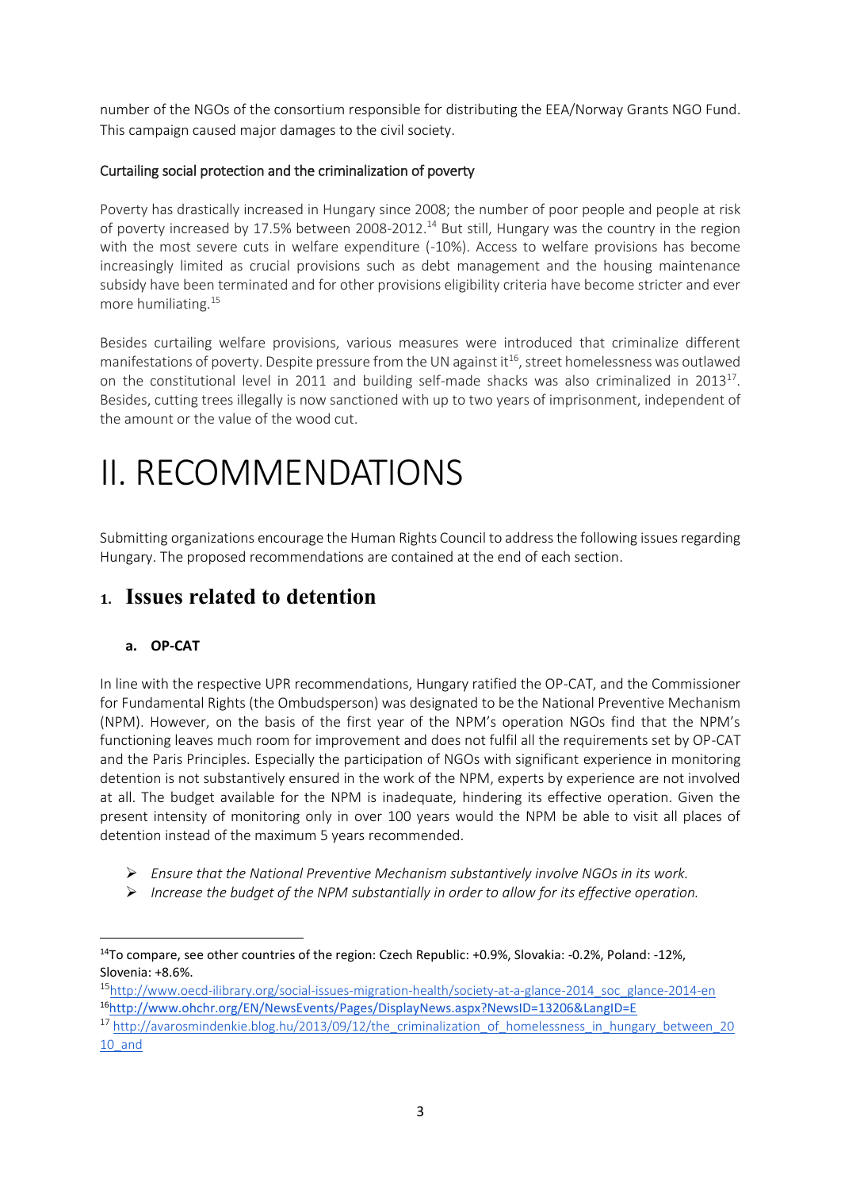number of the NGOs of the consortium responsible for distributing the EEA/Norway Grants NGO Fund. This campaign caused major damages to the civil society.

Curtailing social protection and the criminalization of poverty

Poverty has drastically increased in Hungary since 2008; the number of poor people and people at risk of poverty increased by 17.5% between 2008-2012.[14] But still, Hungary was the country in the region with the most severe cuts in welfare expenditure (-10%). Access to welfare provisions has become increasingly limited as crucial provisions such as debt management and the housing maintenance subsidy have been terminated and for other provisions eligibility criteria have become stricter and ever more humiliating.[15]

Besides curtailing welfare provisions, various measures were introduced that criminalize different manifestations of poverty. Despite pressure from the UN against it[16], street homelessness was outlawed on the constitutional level in 2011 and building self-made shacks was also criminalized in 2013[17]. Besides, cutting trees illegally is now sanctioned with up to two years of imprisonment, independent of the amount or the value of the wood cut.

# II. RECOMMENDATIONS

Submitting organizations encourage the Human Rights Council to address the following issues regarding Hungary. The proposed recommendations are contained at the end of each section.

## 1. Issues related to detention

### a. OP-CAT

In line with the respective UPR recommendations, Hungary ratified the OP-CAT, and the Commissioner for Fundamental Rights (the Ombudsperson) was designated to be the National Preventive Mechanism (NPM). However, on the basis of the first year of the NPM's operation NGOs find that the NPM's functioning leaves much room for improvement and does not fulfil all the requirements set by OP-CAT and the Paris Principles. Especially the participation of NGOs with significant experience in monitoring detention is not substantively ensured in the work of the NPM, experts by experience are not involved at all. The budget available for the NPM is inadequate, hindering its effective operation. Given the present intensity of monitoring only in over 100 years would the NPM be able to visit all places of detention instead of the maximum 5 years recommended.

- *Ensure that the National Preventive Mechanism substantively involve NGOs in its work.*
- *Increase the budget of the NPM substantially in order to allow for its effective operation.*

---

[14] To compare, see other countries of the region: Czech Republic: +0.9%, Slovakia: -0.2%, Poland: -12%, Slovenia: +8.6%.

[15] http://www.oecd-ilibrary.org/social-issues-migration-health/society-at-a-glance-2014_soc_glance-2014-en

[16] http://www.ohchr.org/EN/NewsEvents/Pages/DisplayNews.aspx?NewsID=13206&LangID=E

[17] http://avarosmindenkie.blog.hu/2013/09/12/the_criminalization_of_homelessness_in_hungary_between_2010_and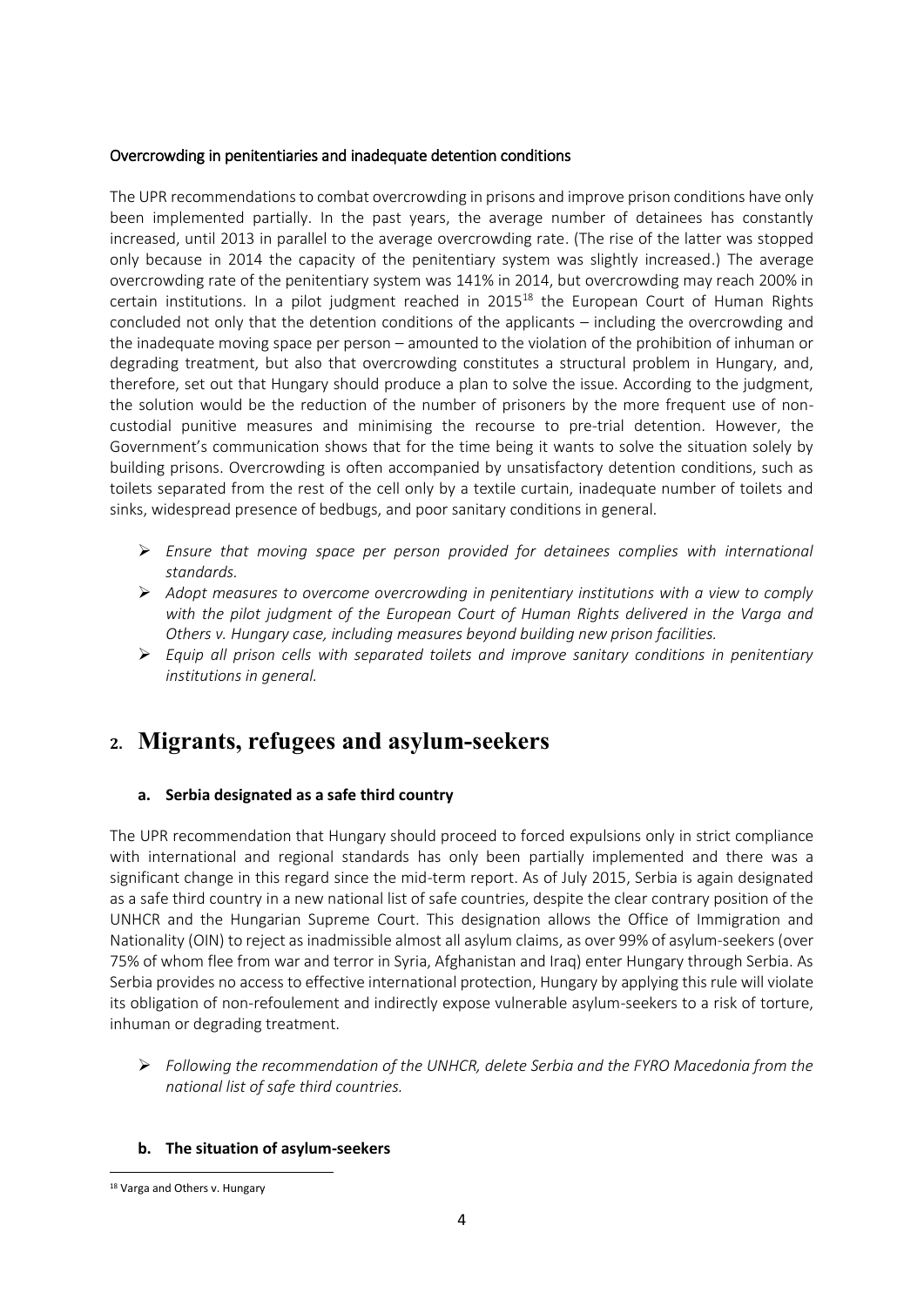Overcrowding in penitentiaries and inadequate detention conditions

The UPR recommendations to combat overcrowding in prisons and improve prison conditions have only been implemented partially. In the past years, the average number of detainees has constantly increased, until 2013 in parallel to the average overcrowding rate. (The rise of the latter was stopped only because in 2014 the capacity of the penitentiary system was slightly increased.) The average overcrowding rate of the penitentiary system was 141% in 2014, but overcrowding may reach 200% in certain institutions. In a pilot judgment reached in 2015[18] the European Court of Human Rights concluded not only that the detention conditions of the applicants – including the overcrowding and the inadequate moving space per person – amounted to the violation of the prohibition of inhuman or degrading treatment, but also that overcrowding constitutes a structural problem in Hungary, and, therefore, set out that Hungary should produce a plan to solve the issue. According to the judgment, the solution would be the reduction of the number of prisoners by the more frequent use of non-custodial punitive measures and minimising the recourse to pre-trial detention. However, the Government's communication shows that for the time being it wants to solve the situation solely by building prisons. Overcrowding is often accompanied by unsatisfactory detention conditions, such as toilets separated from the rest of the cell only by a textile curtain, inadequate number of toilets and sinks, widespread presence of bedbugs, and poor sanitary conditions in general.

- *Ensure that moving space per person provided for detainees complies with international standards.*
- *Adopt measures to overcome overcrowding in penitentiary institutions with a view to comply with the pilot judgment of the European Court of Human Rights delivered in the Varga and Others v. Hungary case, including measures beyond building new prison facilities.*
- *Equip all prison cells with separated toilets and improve sanitary conditions in penitentiary institutions in general.*

# 2. Migrants, refugees and asylum-seekers

### a. Serbia designated as a safe third country

The UPR recommendation that Hungary should proceed to forced expulsions only in strict compliance with international and regional standards has only been partially implemented and there was a significant change in this regard since the mid-term report. As of July 2015, Serbia is again designated as a safe third country in a new national list of safe countries, despite the clear contrary position of the UNHCR and the Hungarian Supreme Court. This designation allows the Office of Immigration and Nationality (OIN) to reject as inadmissible almost all asylum claims, as over 99% of asylum-seekers (over 75% of whom flee from war and terror in Syria, Afghanistan and Iraq) enter Hungary through Serbia. As Serbia provides no access to effective international protection, Hungary by applying this rule will violate its obligation of non-refoulement and indirectly expose vulnerable asylum-seekers to a risk of torture, inhuman or degrading treatment.

- *Following the recommendation of the UNHCR, delete Serbia and the FYRO Macedonia from the national list of safe third countries.*

### b. The situation of asylum-seekers

[18] Varga and Others v. Hungary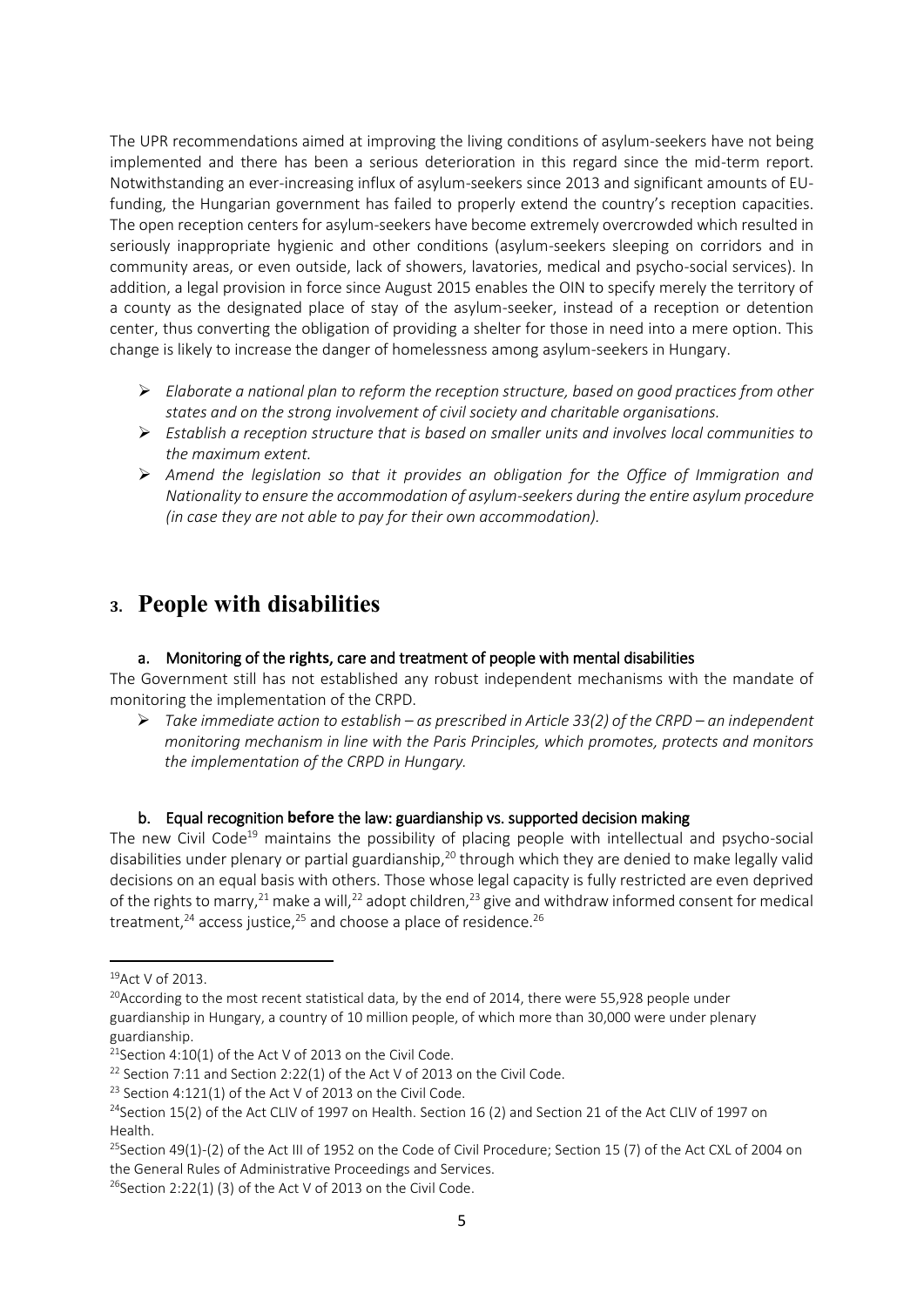The UPR recommendations aimed at improving the living conditions of asylum-seekers have not being implemented and there has been a serious deterioration in this regard since the mid-term report. Notwithstanding an ever-increasing influx of asylum-seekers since 2013 and significant amounts of EU-funding, the Hungarian government has failed to properly extend the country's reception capacities. The open reception centers for asylum-seekers have become extremely overcrowded which resulted in seriously inappropriate hygienic and other conditions (asylum-seekers sleeping on corridors and in community areas, or even outside, lack of showers, lavatories, medical and psycho-social services). In addition, a legal provision in force since August 2015 enables the OIN to specify merely the territory of a county as the designated place of stay of the asylum-seeker, instead of a reception or detention center, thus converting the obligation of providing a shelter for those in need into a mere option. This change is likely to increase the danger of homelessness among asylum-seekers in Hungary.

- *Elaborate a national plan to reform the reception structure, based on good practices from other states and on the strong involvement of civil society and charitable organisations.*
- *Establish a reception structure that is based on smaller units and involves local communities to the maximum extent.*
- *Amend the legislation so that it provides an obligation for the Office of Immigration and Nationality to ensure the accommodation of asylum-seekers during the entire asylum procedure (in case they are not able to pay for their own accommodation).*

# 3. People with disabilities

### a. Monitoring of the rights, care and treatment of people with mental disabilities

The Government still has not established any robust independent mechanisms with the mandate of monitoring the implementation of the CRPD.

- *Take immediate action to establish – as prescribed in Article 33(2) of the CRPD – an independent monitoring mechanism in line with the Paris Principles, which promotes, protects and monitors the implementation of the CRPD in Hungary.*

### b. Equal recognition **before** the law: guardianship vs. supported decision making

The new Civil Code[19] maintains the possibility of placing people with intellectual and psycho-social disabilities under plenary or partial guardianship,[20] through which they are denied to make legally valid decisions on an equal basis with others. Those whose legal capacity is fully restricted are even deprived of the rights to marry,[21] make a will,[22] adopt children,[23] give and withdraw informed consent for medical treatment,[24] access justice,[25] and choose a place of residence.[26]

---

[19] Act V of 2013.

[20] According to the most recent statistical data, by the end of 2014, there were 55,928 people under guardianship in Hungary, a country of 10 million people, of which more than 30,000 were under plenary guardianship.

[21] Section 4:10(1) of the Act V of 2013 on the Civil Code.

[22] Section 7:11 and Section 2:22(1) of the Act V of 2013 on the Civil Code.

[23] Section 4:121(1) of the Act V of 2013 on the Civil Code.

[24] Section 15(2) of the Act CLIV of 1997 on Health. Section 16 (2) and Section 21 of the Act CLIV of 1997 on Health.

[25] Section 49(1)-(2) of the Act III of 1952 on the Code of Civil Procedure; Section 15 (7) of the Act CXL of 2004 on the General Rules of Administrative Proceedings and Services.

[26] Section 2:22(1) (3) of the Act V of 2013 on the Civil Code.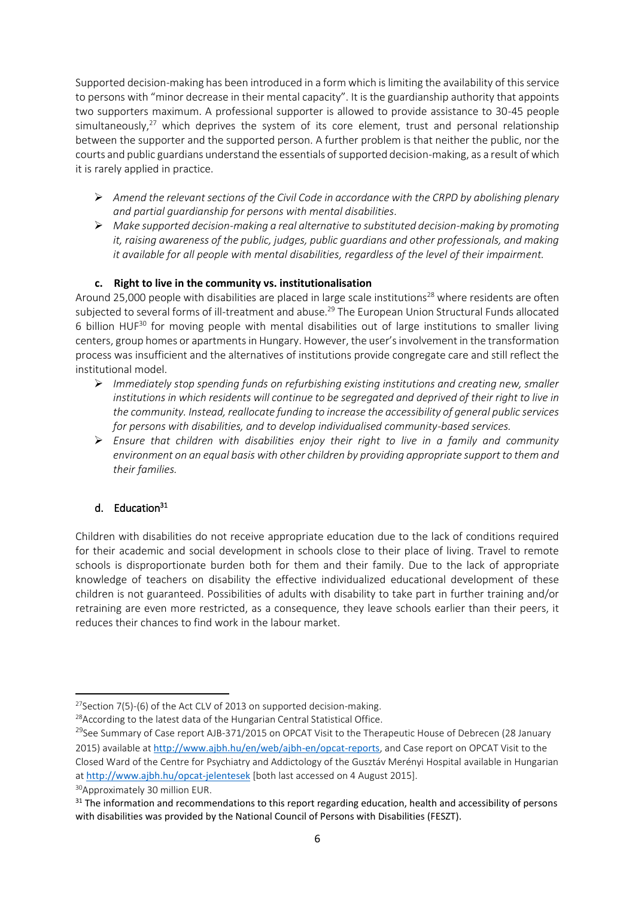Supported decision-making has been introduced in a form which is limiting the availability of this service to persons with "minor decrease in their mental capacity". It is the guardianship authority that appoints two supporters maximum. A professional supporter is allowed to provide assistance to 30-45 people simultaneously,[27] which deprives the system of its core element, trust and personal relationship between the supporter and the supported person. A further problem is that neither the public, nor the courts and public guardians understand the essentials of supported decision-making, as a result of which it is rarely applied in practice.

- *Amend the relevant sections of the Civil Code in accordance with the CRPD by abolishing plenary and partial guardianship for persons with mental disabilities.*
- *Make supported decision-making a real alternative to substituted decision-making by promoting it, raising awareness of the public, judges, public guardians and other professionals, and making it available for all people with mental disabilities, regardless of the level of their impairment.*

### c. Right to live in the community vs. institutionalisation

Around 25,000 people with disabilities are placed in large scale institutions[28] where residents are often subjected to several forms of ill-treatment and abuse.[29] The European Union Structural Funds allocated 6 billion HUF[30] for moving people with mental disabilities out of large institutions to smaller living centers, group homes or apartments in Hungary. However, the user's involvement in the transformation process was insufficient and the alternatives of institutions provide congregate care and still reflect the institutional model.

- *Immediately stop spending funds on refurbishing existing institutions and creating new, smaller institutions in which residents will continue to be segregated and deprived of their right to live in the community. Instead, reallocate funding to increase the accessibility of general public services for persons with disabilities, and to develop individualised community-based services.*
- *Ensure that children with disabilities enjoy their right to live in a family and community environment on an equal basis with other children by providing appropriate support to them and their families.*

### d. Education[31]

Children with disabilities do not receive appropriate education due to the lack of conditions required for their academic and social development in schools close to their place of living. Travel to remote schools is disproportionate burden both for them and their family. Due to the lack of appropriate knowledge of teachers on disability the effective individualized educational development of these children is not guaranteed. Possibilities of adults with disability to take part in further training and/or retraining are even more restricted, as a consequence, they leave schools earlier than their peers, it reduces their chances to find work in the labour market.

---

[27] Section 7(5)-(6) of the Act CLV of 2013 on supported decision-making.

[28] According to the latest data of the Hungarian Central Statistical Office.

[29] See Summary of Case report AJB-371/2015 on OPCAT Visit to the Therapeutic House of Debrecen (28 January 2015) available at http://www.ajbh.hu/en/web/ajbh-en/opcat-reports, and Case report on OPCAT Visit to the Closed Ward of the Centre for Psychiatry and Addictology of the Gusztáv Merényi Hospital available in Hungarian at http://www.ajbh.hu/opcat-jelentesek [both last accessed on 4 August 2015].

[30] Approximately 30 million EUR.

[31] The information and recommendations to this report regarding education, health and accessibility of persons with disabilities was provided by the National Council of Persons with Disabilities (FESZT).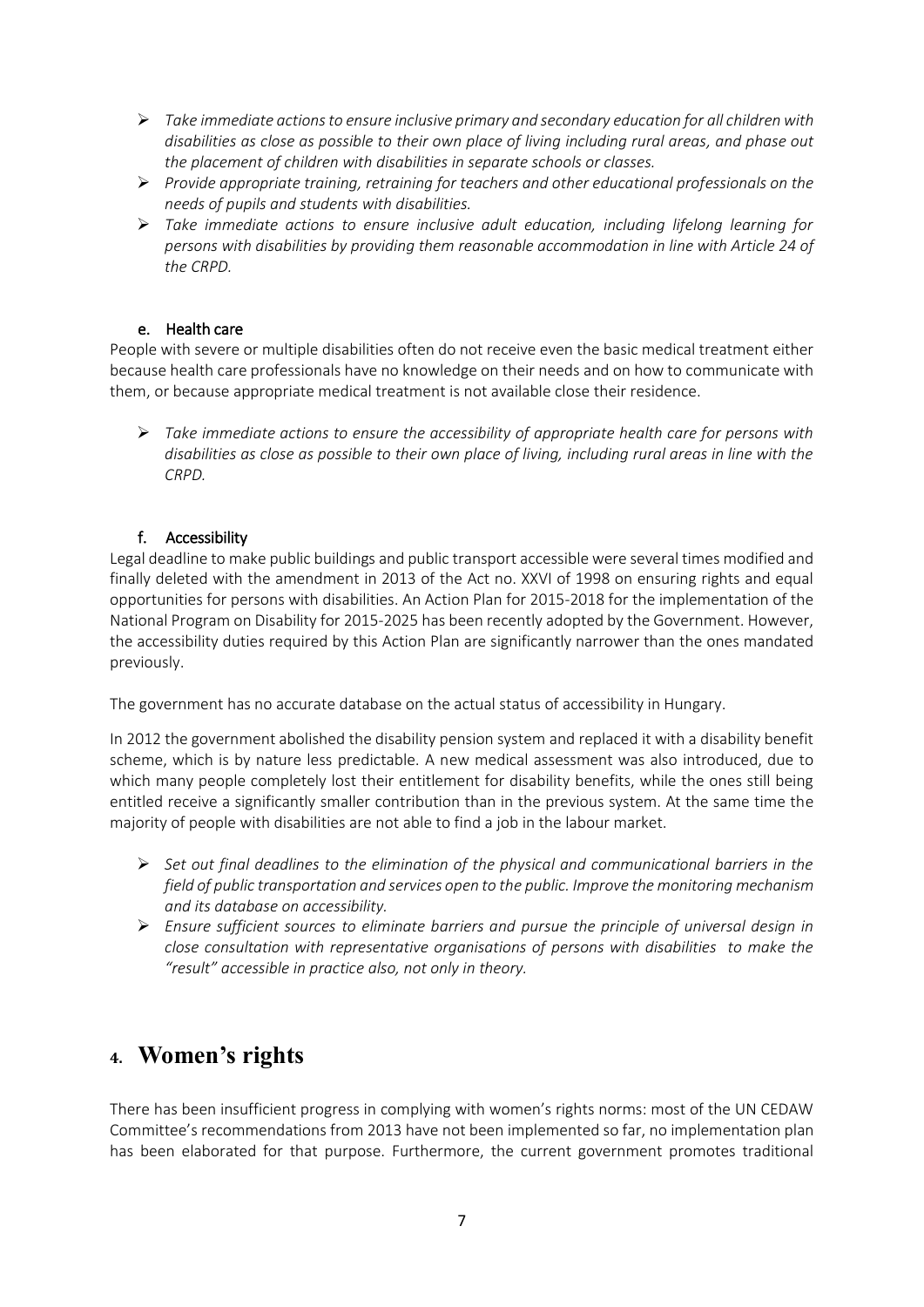- *Take immediate actions to ensure inclusive primary and secondary education for all children with disabilities as close as possible to their own place of living including rural areas, and phase out the placement of children with disabilities in separate schools or classes.*
- *Provide appropriate training, retraining for teachers and other educational professionals on the needs of pupils and students with disabilities.*
- *Take immediate actions to ensure inclusive adult education, including lifelong learning for persons with disabilities by providing them reasonable accommodation in line with Article 24 of the CRPD.*

### e. Health care

People with severe or multiple disabilities often do not receive even the basic medical treatment either because health care professionals have no knowledge on their needs and on how to communicate with them, or because appropriate medical treatment is not available close their residence.

- *Take immediate actions to ensure the accessibility of appropriate health care for persons with disabilities as close as possible to their own place of living, including rural areas in line with the CRPD.*

### f. Accessibility

Legal deadline to make public buildings and public transport accessible were several times modified and finally deleted with the amendment in 2013 of the Act no. XXVI of 1998 on ensuring rights and equal opportunities for persons with disabilities. An Action Plan for 2015-2018 for the implementation of the National Program on Disability for 2015-2025 has been recently adopted by the Government. However, the accessibility duties required by this Action Plan are significantly narrower than the ones mandated previously.

The government has no accurate database on the actual status of accessibility in Hungary.

In 2012 the government abolished the disability pension system and replaced it with a disability benefit scheme, which is by nature less predictable. A new medical assessment was also introduced, due to which many people completely lost their entitlement for disability benefits, while the ones still being entitled receive a significantly smaller contribution than in the previous system. At the same time the majority of people with disabilities are not able to find a job in the labour market.

- *Set out final deadlines to the elimination of the physical and communicational barriers in the field of public transportation and services open to the public. Improve the monitoring mechanism and its database on accessibility.*
- *Ensure sufficient sources to eliminate barriers and pursue the principle of universal design in close consultation with representative organisations of persons with disabilities to make the "result" accessible in practice also, not only in theory.*

## 4. Women's rights

There has been insufficient progress in complying with women's rights norms: most of the UN CEDAW Committee's recommendations from 2013 have not been implemented so far, no implementation plan has been elaborated for that purpose. Furthermore, the current government promotes traditional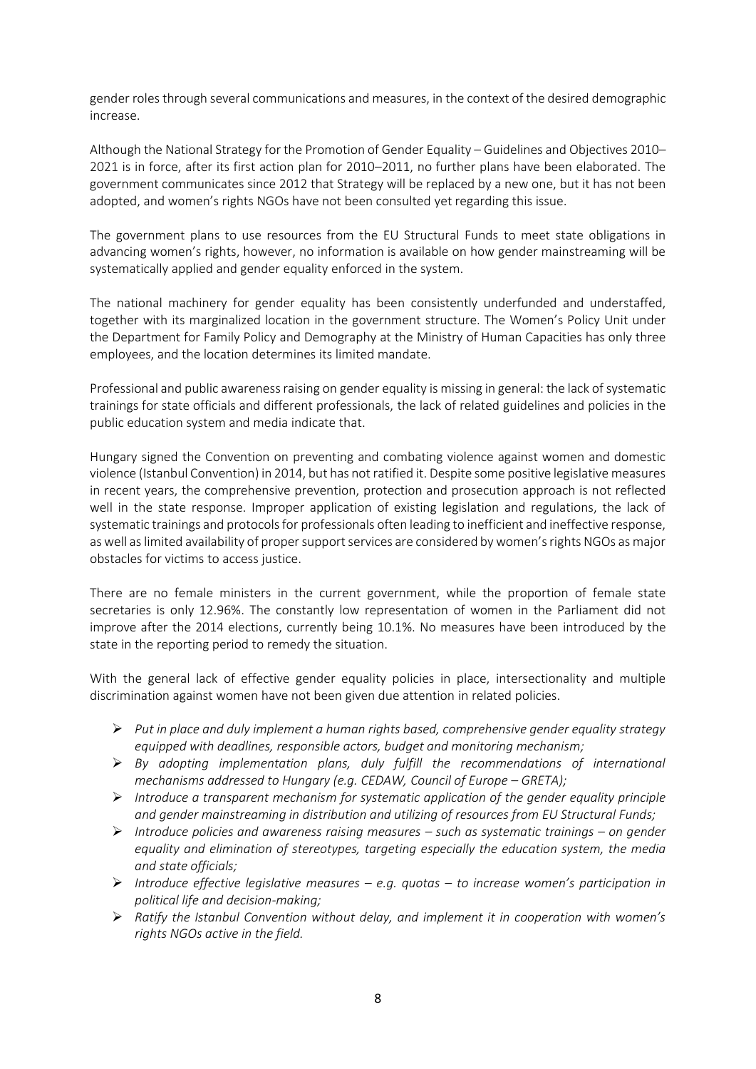gender roles through several communications and measures, in the context of the desired demographic increase.

Although the National Strategy for the Promotion of Gender Equality – Guidelines and Objectives 2010–2021 is in force, after its first action plan for 2010–2011, no further plans have been elaborated. The government communicates since 2012 that Strategy will be replaced by a new one, but it has not been adopted, and women's rights NGOs have not been consulted yet regarding this issue.

The government plans to use resources from the EU Structural Funds to meet state obligations in advancing women's rights, however, no information is available on how gender mainstreaming will be systematically applied and gender equality enforced in the system.

The national machinery for gender equality has been consistently underfunded and understaffed, together with its marginalized location in the government structure. The Women's Policy Unit under the Department for Family Policy and Demography at the Ministry of Human Capacities has only three employees, and the location determines its limited mandate.

Professional and public awareness raising on gender equality is missing in general: the lack of systematic trainings for state officials and different professionals, the lack of related guidelines and policies in the public education system and media indicate that.

Hungary signed the Convention on preventing and combating violence against women and domestic violence (Istanbul Convention) in 2014, but has not ratified it. Despite some positive legislative measures in recent years, the comprehensive prevention, protection and prosecution approach is not reflected well in the state response. Improper application of existing legislation and regulations, the lack of systematic trainings and protocols for professionals often leading to inefficient and ineffective response, as well as limited availability of proper support services are considered by women's rights NGOs as major obstacles for victims to access justice.

There are no female ministers in the current government, while the proportion of female state secretaries is only 12.96%. The constantly low representation of women in the Parliament did not improve after the 2014 elections, currently being 10.1%. No measures have been introduced by the state in the reporting period to remedy the situation.

With the general lack of effective gender equality policies in place, intersectionality and multiple discrimination against women have not been given due attention in related policies.

- *Put in place and duly implement a human rights based, comprehensive gender equality strategy equipped with deadlines, responsible actors, budget and monitoring mechanism;*
- *By adopting implementation plans, duly fulfill the recommendations of international mechanisms addressed to Hungary (e.g. CEDAW, Council of Europe – GRETA);*
- *Introduce a transparent mechanism for systematic application of the gender equality principle and gender mainstreaming in distribution and utilizing of resources from EU Structural Funds;*
- *Introduce policies and awareness raising measures – such as systematic trainings – on gender equality and elimination of stereotypes, targeting especially the education system, the media and state officials;*
- *Introduce effective legislative measures – e.g. quotas – to increase women's participation in political life and decision-making;*
- *Ratify the Istanbul Convention without delay, and implement it in cooperation with women's rights NGOs active in the field.*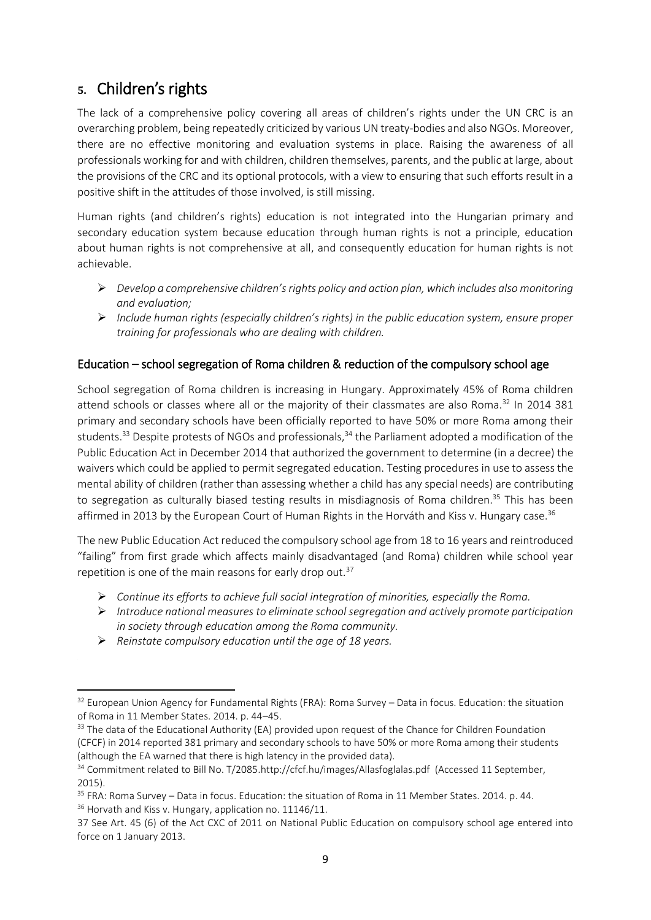## 5. Children's rights

The lack of a comprehensive policy covering all areas of children's rights under the UN CRC is an overarching problem, being repeatedly criticized by various UN treaty-bodies and also NGOs. Moreover, there are no effective monitoring and evaluation systems in place. Raising the awareness of all professionals working for and with children, children themselves, parents, and the public at large, about the provisions of the CRC and its optional protocols, with a view to ensuring that such efforts result in a positive shift in the attitudes of those involved, is still missing.

Human rights (and children's rights) education is not integrated into the Hungarian primary and secondary education system because education through human rights is not a principle, education about human rights is not comprehensive at all, and consequently education for human rights is not achievable.

- *Develop a comprehensive children's rights policy and action plan, which includes also monitoring and evaluation;*
- *Include human rights (especially children's rights) in the public education system, ensure proper training for professionals who are dealing with children.*

### Education – school segregation of Roma children & reduction of the compulsory school age

School segregation of Roma children is increasing in Hungary. Approximately 45% of Roma children attend schools or classes where all or the majority of their classmates are also Roma.[32] In 2014 381 primary and secondary schools have been officially reported to have 50% or more Roma among their students.[33] Despite protests of NGOs and professionals,[34] the Parliament adopted a modification of the Public Education Act in December 2014 that authorized the government to determine (in a decree) the waivers which could be applied to permit segregated education. Testing procedures in use to assess the mental ability of children (rather than assessing whether a child has any special needs) are contributing to segregation as culturally biased testing results in misdiagnosis of Roma children.[35] This has been affirmed in 2013 by the European Court of Human Rights in the Horváth and Kiss v. Hungary case.[36]

The new Public Education Act reduced the compulsory school age from 18 to 16 years and reintroduced "failing" from first grade which affects mainly disadvantaged (and Roma) children while school year repetition is one of the main reasons for early drop out.[37]

- *Continue its efforts to achieve full social integration of minorities, especially the Roma.*
- *Introduce national measures to eliminate school segregation and actively promote participation in society through education among the Roma community.*
- *Reinstate compulsory education until the age of 18 years.*

---

[32] European Union Agency for Fundamental Rights (FRA): Roma Survey – Data in focus. Education: the situation of Roma in 11 Member States. 2014. p. 44–45.

[33] The data of the Educational Authority (EA) provided upon request of the Chance for Children Foundation (CFCF) in 2014 reported 381 primary and secondary schools to have 50% or more Roma among their students (although the EA warned that there is high latency in the provided data).

[34] Commitment related to Bill No. T/2085.http://cfcf.hu/images/Allasfoglalas.pdf (Accessed 11 September, 2015).

[35] FRA: Roma Survey – Data in focus. Education: the situation of Roma in 11 Member States. 2014. p. 44.

[36] Horvath and Kiss v. Hungary, application no. 11146/11.

37 See Art. 45 (6) of the Act CXC of 2011 on National Public Education on compulsory school age entered into force on 1 January 2013.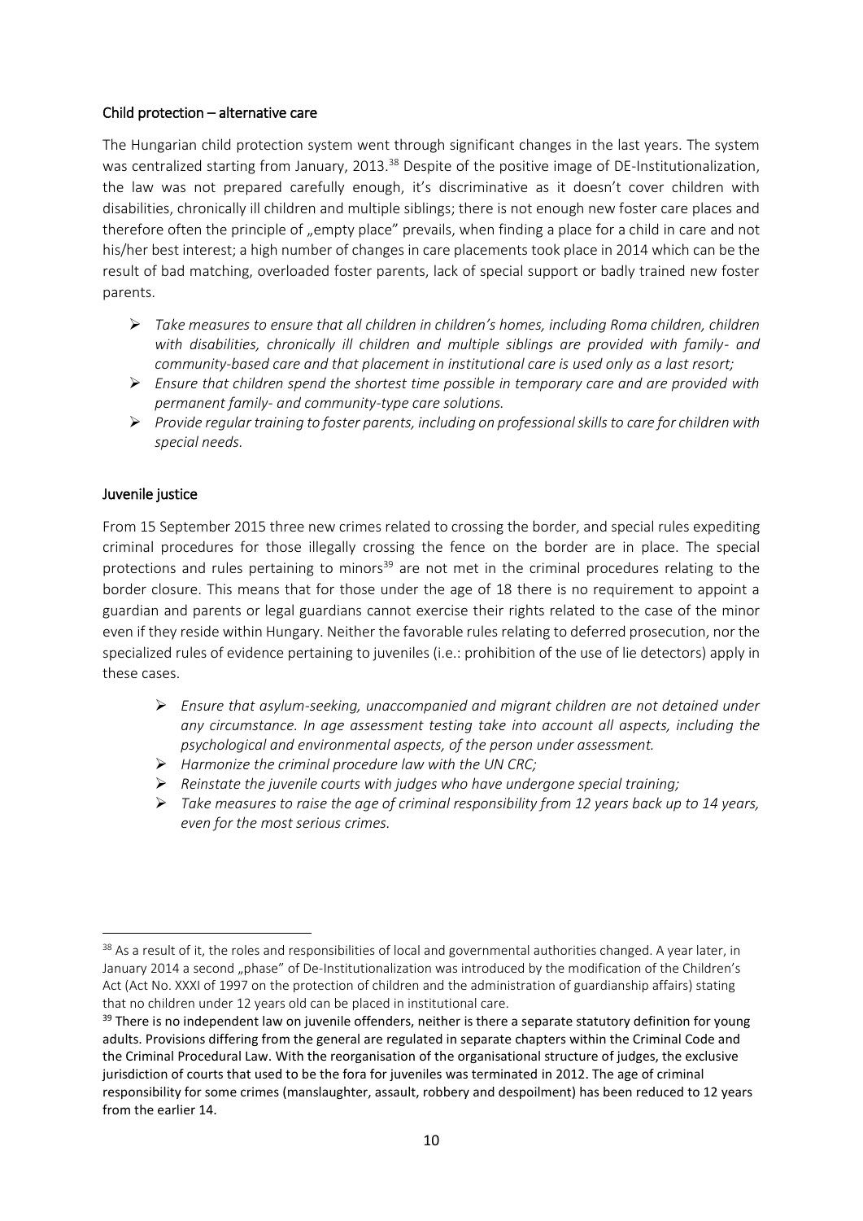## Child protection – alternative care

The Hungarian child protection system went through significant changes in the last years. The system was centralized starting from January, 2013.[38] Despite of the positive image of DE-Institutionalization, the law was not prepared carefully enough, it's discriminative as it doesn't cover children with disabilities, chronically ill children and multiple siblings; there is not enough new foster care places and therefore often the principle of „empty place" prevails, when finding a place for a child in care and not his/her best interest; a high number of changes in care placements took place in 2014 which can be the result of bad matching, overloaded foster parents, lack of special support or badly trained new foster parents.

- *Take measures to ensure that all children in children's homes, including Roma children, children with disabilities, chronically ill children and multiple siblings are provided with family- and community-based care and that placement in institutional care is used only as a last resort;*
- *Ensure that children spend the shortest time possible in temporary care and are provided with permanent family- and community-type care solutions.*
- *Provide regular training to foster parents, including on professional skills to care for children with special needs.*

## Juvenile justice

From 15 September 2015 three new crimes related to crossing the border, and special rules expediting criminal procedures for those illegally crossing the fence on the border are in place. The special protections and rules pertaining to minors[39] are not met in the criminal procedures relating to the border closure. This means that for those under the age of 18 there is no requirement to appoint a guardian and parents or legal guardians cannot exercise their rights related to the case of the minor even if they reside within Hungary. Neither the favorable rules relating to deferred prosecution, nor the specialized rules of evidence pertaining to juveniles (i.e.: prohibition of the use of lie detectors) apply in these cases.

- *Ensure that asylum-seeking, unaccompanied and migrant children are not detained under any circumstance. In age assessment testing take into account all aspects, including the psychological and environmental aspects, of the person under assessment.*
- *Harmonize the criminal procedure law with the UN CRC;*
- *Reinstate the juvenile courts with judges who have undergone special training;*
- *Take measures to raise the age of criminal responsibility from 12 years back up to 14 years, even for the most serious crimes.*

---

[38] As a result of it, the roles and responsibilities of local and governmental authorities changed. A year later, in January 2014 a second „phase" of De-Institutionalization was introduced by the modification of the Children's Act (Act No. XXXI of 1997 on the protection of children and the administration of guardianship affairs) stating that no children under 12 years old can be placed in institutional care.

[39] There is no independent law on juvenile offenders, neither is there a separate statutory definition for young adults. Provisions differing from the general are regulated in separate chapters within the Criminal Code and the Criminal Procedural Law. With the reorganisation of the organisational structure of judges, the exclusive jurisdiction of courts that used to be the fora for juveniles was terminated in 2012. The age of criminal responsibility for some crimes (manslaughter, assault, robbery and despoilment) has been reduced to 12 years from the earlier 14.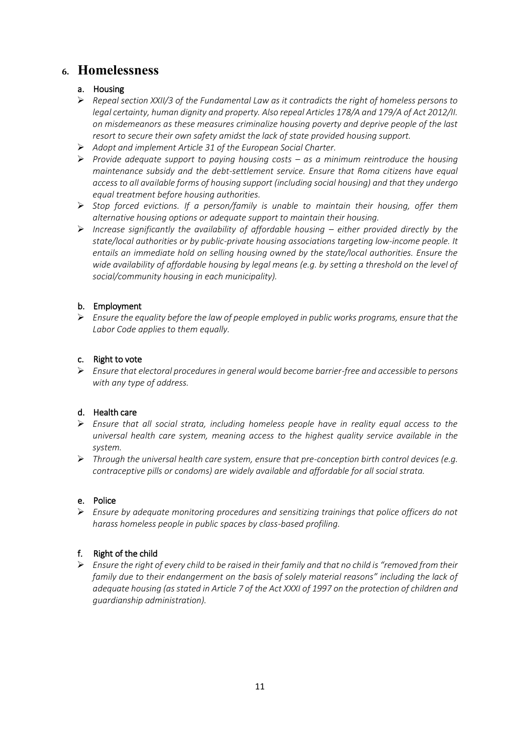# 6. Homelessness

### a. Housing

- *Repeal section XXII/3 of the Fundamental Law as it contradicts the right of homeless persons to legal certainty, human dignity and property. Also repeal Articles 178/A and 179/A of Act 2012/II. on misdemeanors as these measures criminalize housing poverty and deprive people of the last resort to secure their own safety amidst the lack of state provided housing support.*
- *Adopt and implement Article 31 of the European Social Charter.*
- *Provide adequate support to paying housing costs – as a minimum reintroduce the housing maintenance subsidy and the debt-settlement service. Ensure that Roma citizens have equal access to all available forms of housing support (including social housing) and that they undergo equal treatment before housing authorities.*
- *Stop forced evictions. If a person/family is unable to maintain their housing, offer them alternative housing options or adequate support to maintain their housing.*
- *Increase significantly the availability of affordable housing – either provided directly by the state/local authorities or by public-private housing associations targeting low-income people. It entails an immediate hold on selling housing owned by the state/local authorities. Ensure the wide availability of affordable housing by legal means (e.g. by setting a threshold on the level of social/community housing in each municipality).*

### b. Employment

- *Ensure the equality before the law of people employed in public works programs, ensure that the Labor Code applies to them equally.*

### c. Right to vote

- *Ensure that electoral procedures in general would become barrier-free and accessible to persons with any type of address.*

### d. Health care

- *Ensure that all social strata, including homeless people have in reality equal access to the universal health care system, meaning access to the highest quality service available in the system.*
- *Through the universal health care system, ensure that pre-conception birth control devices (e.g. contraceptive pills or condoms) are widely available and affordable for all social strata.*

### e. Police

- *Ensure by adequate monitoring procedures and sensitizing trainings that police officers do not harass homeless people in public spaces by class-based profiling.*

### f. Right of the child

- *Ensure the right of every child to be raised in their family and that no child is "removed from their family due to their endangerment on the basis of solely material reasons" including the lack of adequate housing (as stated in Article 7 of the Act XXXI of 1997 on the protection of children and guardianship administration).*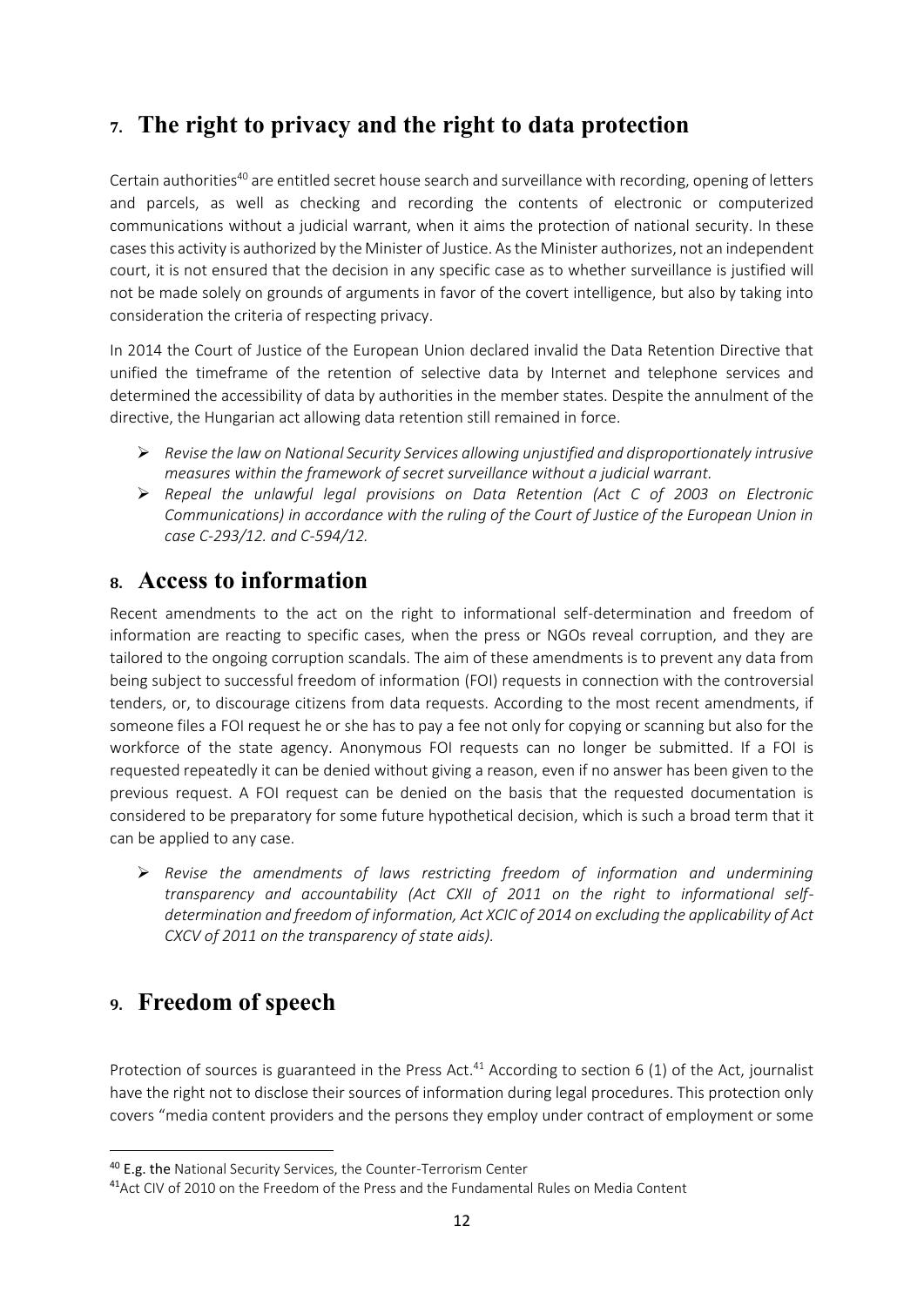## 7. The right to privacy and the right to data protection

Certain authorities[40] are entitled secret house search and surveillance with recording, opening of letters and parcels, as well as checking and recording the contents of electronic or computerized communications without a judicial warrant, when it aims the protection of national security. In these cases this activity is authorized by the Minister of Justice. As the Minister authorizes, not an independent court, it is not ensured that the decision in any specific case as to whether surveillance is justified will not be made solely on grounds of arguments in favor of the covert intelligence, but also by taking into consideration the criteria of respecting privacy.

In 2014 the Court of Justice of the European Union declared invalid the Data Retention Directive that unified the timeframe of the retention of selective data by Internet and telephone services and determined the accessibility of data by authorities in the member states. Despite the annulment of the directive, the Hungarian act allowing data retention still remained in force.

- *Revise the law on National Security Services allowing unjustified and disproportionately intrusive measures within the framework of secret surveillance without a judicial warrant.*
- *Repeal the unlawful legal provisions on Data Retention (Act C of 2003 on Electronic Communications) in accordance with the ruling of the Court of Justice of the European Union in case C-293/12. and C-594/12.*

## 8. Access to information

Recent amendments to the act on the right to informational self-determination and freedom of information are reacting to specific cases, when the press or NGOs reveal corruption, and they are tailored to the ongoing corruption scandals. The aim of these amendments is to prevent any data from being subject to successful freedom of information (FOI) requests in connection with the controversial tenders, or, to discourage citizens from data requests. According to the most recent amendments, if someone files a FOI request he or she has to pay a fee not only for copying or scanning but also for the workforce of the state agency. Anonymous FOI requests can no longer be submitted. If a FOI is requested repeatedly it can be denied without giving a reason, even if no answer has been given to the previous request. A FOI request can be denied on the basis that the requested documentation is considered to be preparatory for some future hypothetical decision, which is such a broad term that it can be applied to any case.

- *Revise the amendments of laws restricting freedom of information and undermining transparency and accountability (Act CXII of 2011 on the right to informational self-determination and freedom of information, Act XCIC of 2014 on excluding the applicability of Act CXCV of 2011 on the transparency of state aids).*

## 9. Freedom of speech

Protection of sources is guaranteed in the Press Act.[41] According to section 6 (1) of the Act, journalist have the right not to disclose their sources of information during legal procedures. This protection only covers "media content providers and the persons they employ under contract of employment or some

---

[40] E.g. the National Security Services, the Counter-Terrorism Center

[41] Act CIV of 2010 on the Freedom of the Press and the Fundamental Rules on Media Content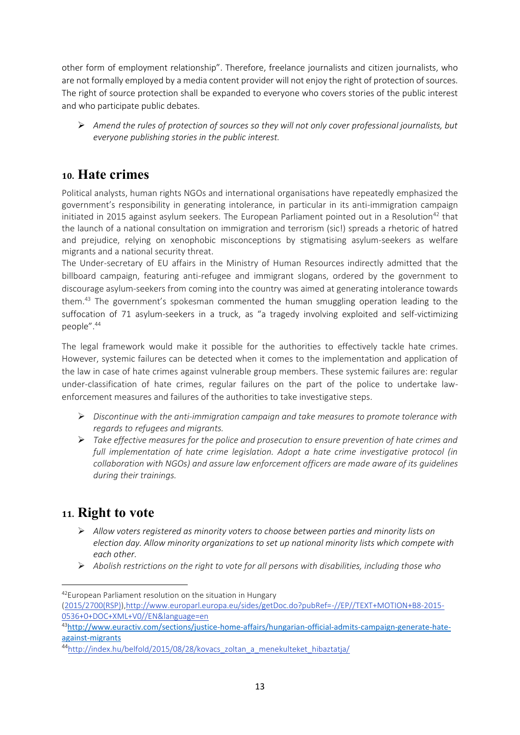other form of employment relationship". Therefore, freelance journalists and citizen journalists, who are not formally employed by a media content provider will not enjoy the right of protection of sources. The right of source protection shall be expanded to everyone who covers stories of the public interest and who participate public debates.

- *Amend the rules of protection of sources so they will not only cover professional journalists, but everyone publishing stories in the public interest.*

## 10. Hate crimes

Political analysts, human rights NGOs and international organisations have repeatedly emphasized the government's responsibility in generating intolerance, in particular in its anti-immigration campaign initiated in 2015 against asylum seekers. The European Parliament pointed out in a Resolution[42] that the launch of a national consultation on immigration and terrorism (sic!) spreads a rhetoric of hatred and prejudice, relying on xenophobic misconceptions by stigmatising asylum-seekers as welfare migrants and a national security threat.
The Under-secretary of EU affairs in the Ministry of Human Resources indirectly admitted that the billboard campaign, featuring anti-refugee and immigrant slogans, ordered by the government to discourage asylum-seekers from coming into the country was aimed at generating intolerance towards them.[43] The government's spokesman commented the human smuggling operation leading to the suffocation of 71 asylum-seekers in a truck, as "a tragedy involving exploited and self-victimizing people".[44]

The legal framework would make it possible for the authorities to effectively tackle hate crimes. However, systemic failures can be detected when it comes to the implementation and application of the law in case of hate crimes against vulnerable group members. These systemic failures are: regular under-classification of hate crimes, regular failures on the part of the police to undertake law-enforcement measures and failures of the authorities to take investigative steps.

- *Discontinue with the anti-immigration campaign and take measures to promote tolerance with regards to refugees and migrants.*
- *Take effective measures for the police and prosecution to ensure prevention of hate crimes and full implementation of hate crime legislation. Adopt a hate crime investigative protocol (in collaboration with NGOs) and assure law enforcement officers are made aware of its guidelines during their trainings.*

## 11. Right to vote

- *Allow voters registered as minority voters to choose between parties and minority lists on election day. Allow minority organizations to set up national minority lists which compete with each other.*
- *Abolish restrictions on the right to vote for all persons with disabilities, including those who*

---

[42] European Parliament resolution on the situation in Hungary (2015/2700(RSP)), http://www.europarl.europa.eu/sides/getDoc.do?pubRef=-//EP//TEXT+MOTION+B8-2015-0536+0+DOC+XML+V0//EN&language=en

[43] http://www.euractiv.com/sections/justice-home-affairs/hungarian-official-admits-campaign-generate-hate-against-migrants

[44] http://index.hu/belfold/2015/08/28/kovacs_zoltan_a_menekulteket_hibaztatja/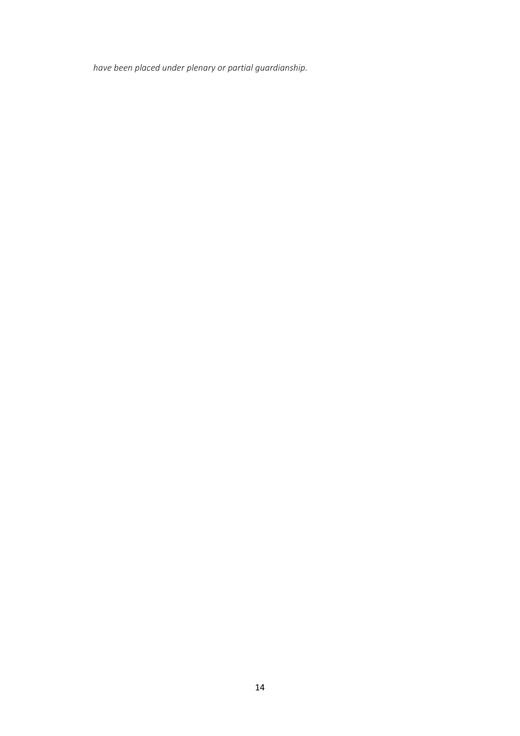*have been placed under plenary or partial guardianship.*